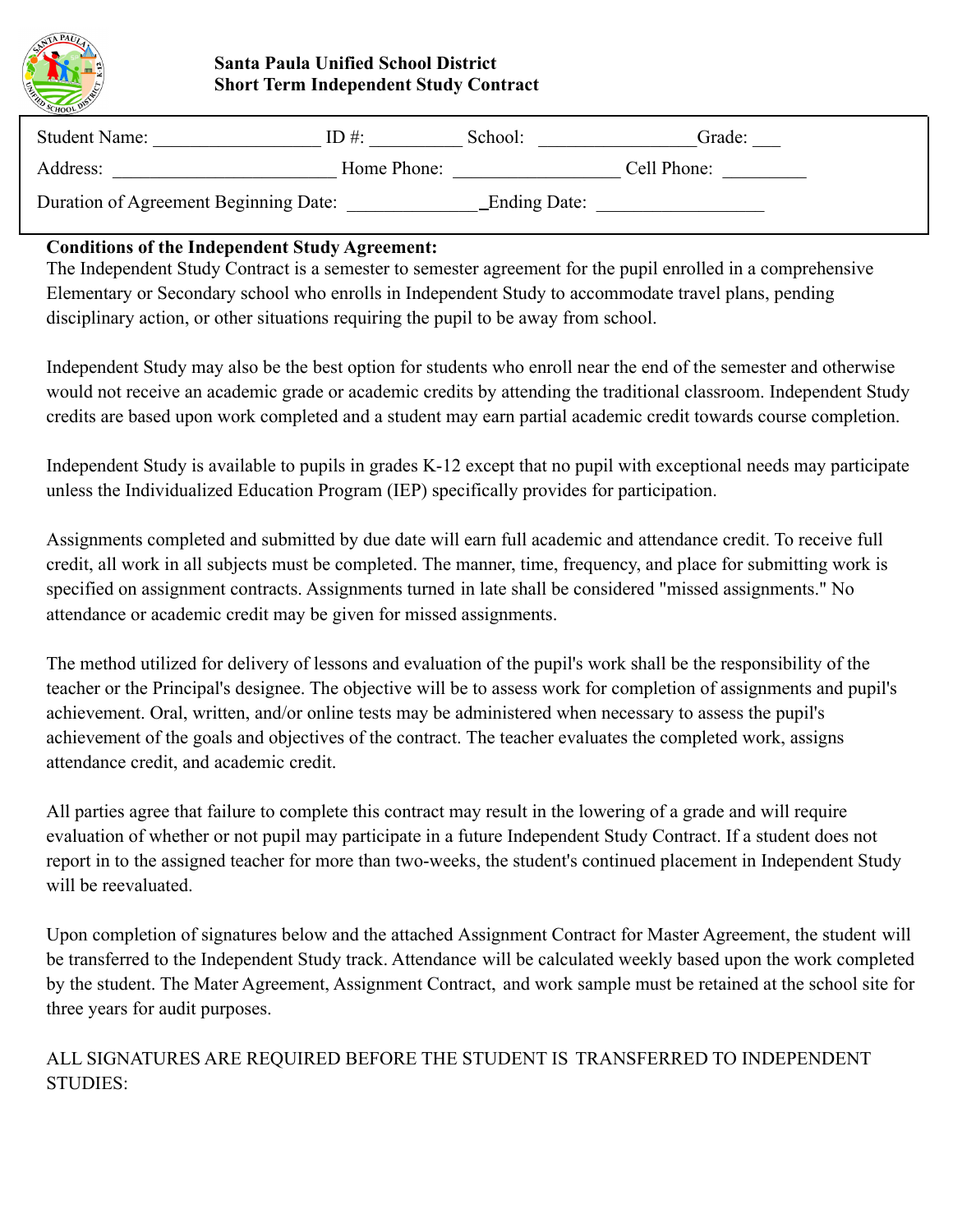**Santa Paula Unified School District**
**Short Term Independent Study Contract**

Student Name: __________________ ID #: __________ School: _________________ Grade: ___

Address: ________________________ Home Phone: __________________ Cell Phone: _________

Duration of Agreement Beginning Date: ______________ Ending Date: __________________

**Conditions of the Independent Study Agreement:**

The Independent Study Contract is a semester to semester agreement for the pupil enrolled in a comprehensive Elementary or Secondary school who enrolls in Independent Study to accommodate travel plans, pending disciplinary action, or other situations requiring the pupil to be away from school.

Independent Study may also be the best option for students who enroll near the end of the semester and otherwise would not receive an academic grade or academic credits by attending the traditional classroom. Independent Study credits are based upon work completed and a student may earn partial academic credit towards course completion.

Independent Study is available to pupils in grades K-12 except that no pupil with exceptional needs may participate unless the Individualized Education Program (IEP) specifically provides for participation.

Assignments completed and submitted by due date will earn full academic and attendance credit. To receive full credit, all work in all subjects must be completed. The manner, time, frequency, and place for submitting work is specified on assignment contracts. Assignments turned in late shall be considered "missed assignments." No attendance or academic credit may be given for missed assignments.

The method utilized for delivery of lessons and evaluation of the pupil's work shall be the responsibility of the teacher or the Principal's designee. The objective will be to assess work for completion of assignments and pupil's achievement. Oral, written, and/or online tests may be administered when necessary to assess the pupil's achievement of the goals and objectives of the contract. The teacher evaluates the completed work, assigns attendance credit, and academic credit.

All parties agree that failure to complete this contract may result in the lowering of a grade and will require evaluation of whether or not pupil may participate in a future Independent Study Contract. If a student does not report in to the assigned teacher for more than two-weeks, the student's continued placement in Independent Study will be reevaluated.

Upon completion of signatures below and the attached Assignment Contract for Master Agreement, the student will be transferred to the Independent Study track. Attendance will be calculated weekly based upon the work completed by the student. The Mater Agreement, Assignment Contract, and work sample must be retained at the school site for three years for audit purposes.

ALL SIGNATURES ARE REQUIRED BEFORE THE STUDENT IS TRANSFERRED TO INDEPENDENT STUDIES: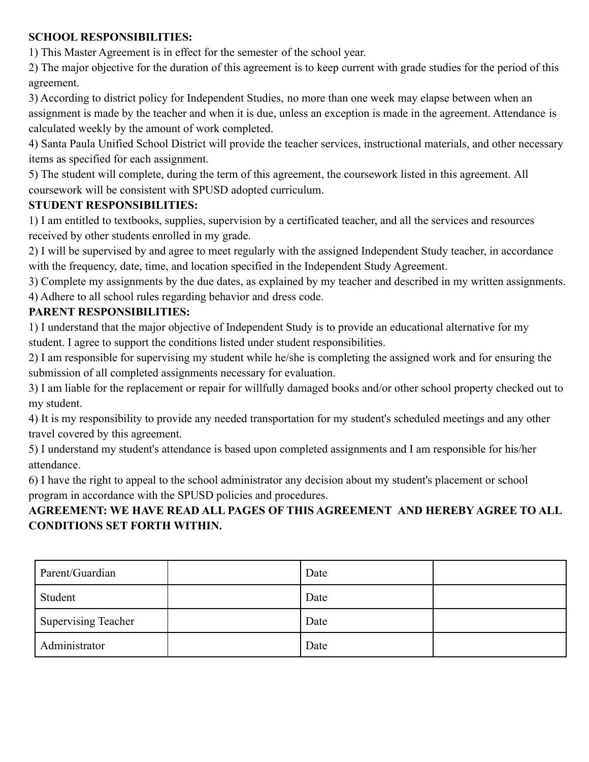**SCHOOL RESPONSIBILITIES:**

1) This Master Agreement is in effect for the semester of the school year.
2) The major objective for the duration of this agreement is to keep current with grade studies for the period of this agreement.
3) According to district policy for Independent Studies, no more than one week may elapse between when an assignment is made by the teacher and when it is due, unless an exception is made in the agreement. Attendance is calculated weekly by the amount of work completed.
4) Santa Paula Unified School District will provide the teacher services, instructional materials, and other necessary items as specified for each assignment.
5) The student will complete, during the term of this agreement, the coursework listed in this agreement. All coursework will be consistent with SPUSD adopted curriculum.

**STUDENT RESPONSIBILITIES:**

1) I am entitled to textbooks, supplies, supervision by a certificated teacher, and all the services and resources received by other students enrolled in my grade.
2) I will be supervised by and agree to meet regularly with the assigned Independent Study teacher, in accordance with the frequency, date, time, and location specified in the Independent Study Agreement.
3) Complete my assignments by the due dates, as explained by my teacher and described in my written assignments.
4) Adhere to all school rules regarding behavior and dress code.

**PARENT RESPONSIBILITIES:**

1) I understand that the major objective of Independent Study is to provide an educational alternative for my student. I agree to support the conditions listed under student responsibilities.
2) I am responsible for supervising my student while he/she is completing the assigned work and for ensuring the submission of all completed assignments necessary for evaluation.
3) I am liable for the replacement or repair for willfully damaged books and/or other school property checked out to my student.
4) It is my responsibility to provide any needed transportation for my student's scheduled meetings and any other travel covered by this agreement.
5) I understand my student's attendance is based upon completed assignments and I am responsible for his/her attendance.
6) I have the right to appeal to the school administrator any decision about my student's placement or school program in accordance with the SPUSD policies and procedures.

**AGREEMENT: WE HAVE READ ALL PAGES OF THIS AGREEMENT AND HEREBY AGREE TO ALL CONDITIONS SET FORTH WITHIN.**

| Parent/Guardian | | Date | |
|---|---|---|---|
| Student | | Date | |
| Supervising Teacher | | Date | |
| Administrator | | Date | |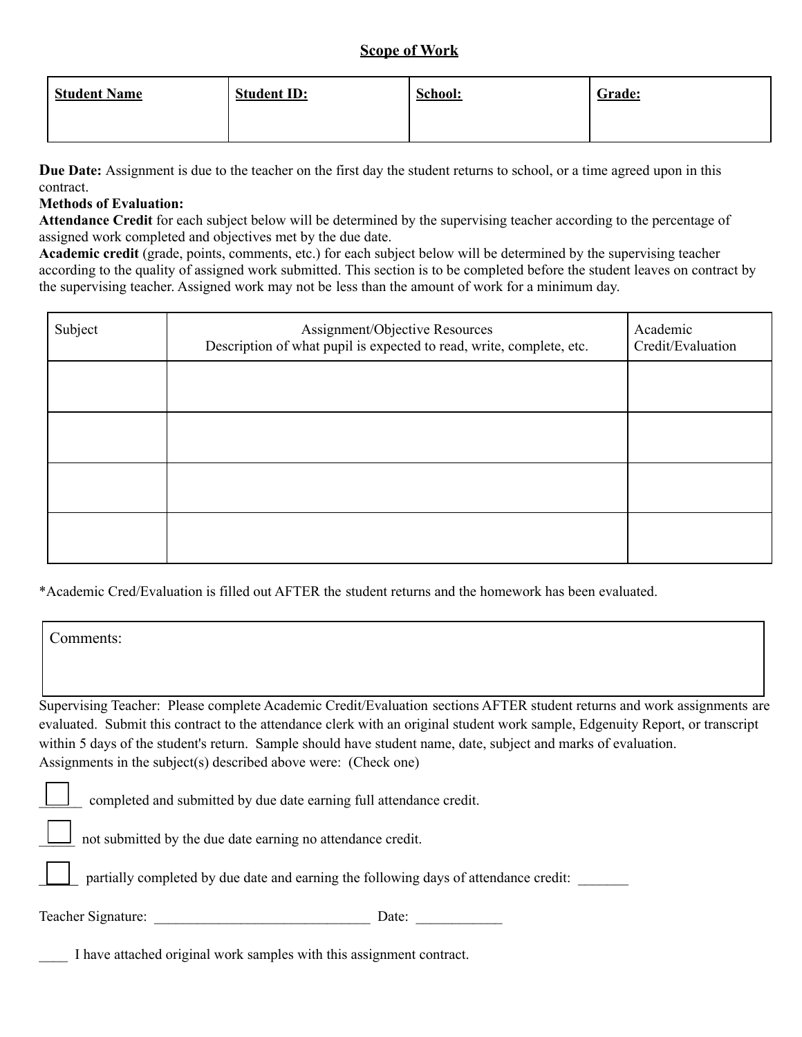## Scope of Work

| Student Name | Student ID: | School: | Grade: |
|---|---|---|---|
| | | | |

**Due Date:** Assignment is due to the teacher on the first day the student returns to school, or a time agreed upon in this contract.

**Methods of Evaluation:**

**Attendance Credit** for each subject below will be determined by the supervising teacher according to the percentage of assigned work completed and objectives met by the due date.

**Academic credit** (grade, points, comments, etc.) for each subject below will be determined by the supervising teacher according to the quality of assigned work submitted. This section is to be completed before the student leaves on contract by the supervising teacher. Assigned work may not be less than the amount of work for a minimum day.

| Subject | Assignment/Objective Resources<br>Description of what pupil is expected to read, write, complete, etc. | Academic Credit/Evaluation |
|---|---|---|
| | | |
| | | |
| | | |
| | | |

*Academic Cred/Evaluation is filled out AFTER the student returns and the homework has been evaluated.

| Comments: |
|---|
| |

Supervising Teacher: Please complete Academic Credit/Evaluation sections AFTER student returns and work assignments are evaluated. Submit this contract to the attendance clerk with an original student work sample, Edgenuity Report, or transcript within 5 days of the student's return. Sample should have student name, date, subject and marks of evaluation.

Assignments in the subject(s) described above were: (Check one)

☐ completed and submitted by due date earning full attendance credit.

☐ not submitted by the due date earning no attendance credit.

☐ partially completed by due date and earning the following days of attendance credit: _______

Teacher Signature: ______________________________ Date: ____________

____ I have attached original work samples with this assignment contract.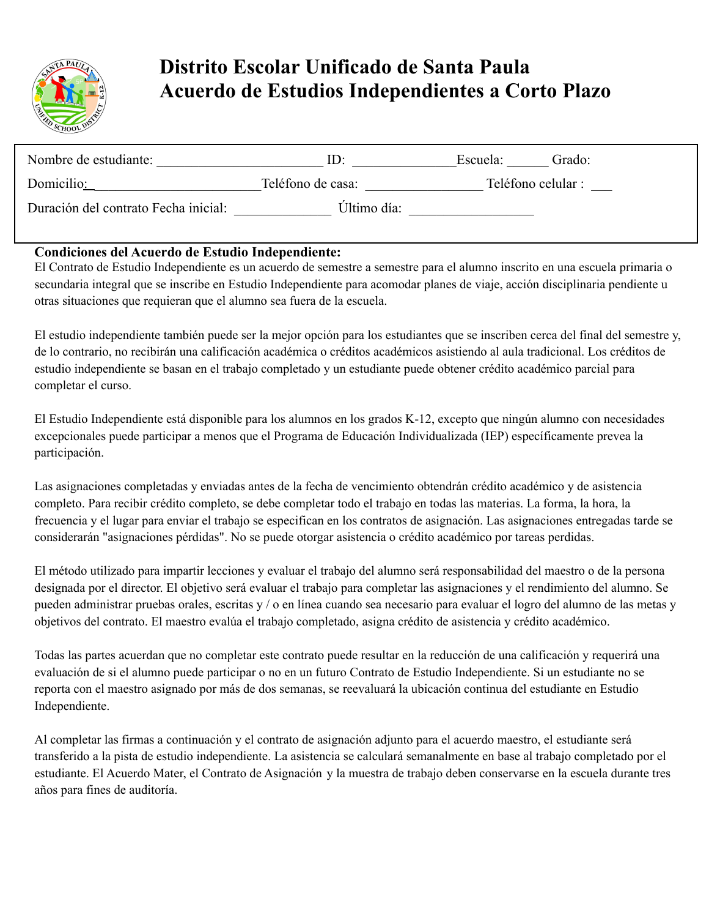# Distrito Escolar Unificado de Santa Paula
# Acuerdo de Estudios Independientes a Corto Plazo

Nombre de estudiante: ________________________ ID: ______________ Escuela: ______ Grado:

Domicilio: ________________________ Teléfono de casa: ________________ Teléfono celular : ___

Duración del contrato Fecha inicial: _____________ Último día: _________________

**Condiciones del Acuerdo de Estudio Independiente:**

El Contrato de Estudio Independiente es un acuerdo de semestre a semestre para el alumno inscrito en una escuela primaria o secundaria integral que se inscribe en Estudio Independiente para acomodar planes de viaje, acción disciplinaria pendiente u otras situaciones que requieran que el alumno sea fuera de la escuela.

El estudio independiente también puede ser la mejor opción para los estudiantes que se inscriben cerca del final del semestre y, de lo contrario, no recibirán una calificación académica o créditos académicos asistiendo al aula tradicional. Los créditos de estudio independiente se basan en el trabajo completado y un estudiante puede obtener crédito académico parcial para completar el curso.

El Estudio Independiente está disponible para los alumnos en los grados K-12, excepto que ningún alumno con necesidades excepcionales puede participar a menos que el Programa de Educación Individualizada (IEP) específicamente prevea la participación.

Las asignaciones completadas y enviadas antes de la fecha de vencimiento obtendrán crédito académico y de asistencia completo. Para recibir crédito completo, se debe completar todo el trabajo en todas las materias. La forma, la hora, la frecuencia y el lugar para enviar el trabajo se especifican en los contratos de asignación. Las asignaciones entregadas tarde se considerarán "asignaciones pérdidas". No se puede otorgar asistencia o crédito académico por tareas perdidas.

El método utilizado para impartir lecciones y evaluar el trabajo del alumno será responsabilidad del maestro o de la persona designada por el director. El objetivo será evaluar el trabajo para completar las asignaciones y el rendimiento del alumno. Se pueden administrar pruebas orales, escritas y / o en línea cuando sea necesario para evaluar el logro del alumno de las metas y objetivos del contrato. El maestro evalúa el trabajo completado, asigna crédito de asistencia y crédito académico.

Todas las partes acuerdan que no completar este contrato puede resultar en la reducción de una calificación y requerirá una evaluación de si el alumno puede participar o no en un futuro Contrato de Estudio Independiente. Si un estudiante no se reporta con el maestro asignado por más de dos semanas, se reevaluará la ubicación continua del estudiante en Estudio Independiente.

Al completar las firmas a continuación y el contrato de asignación adjunto para el acuerdo maestro, el estudiante será transferido a la pista de estudio independiente. La asistencia se calculará semanalmente en base al trabajo completado por el estudiante. El Acuerdo Mater, el Contrato de Asignación y la muestra de trabajo deben conservarse en la escuela durante tres años para fines de auditoría.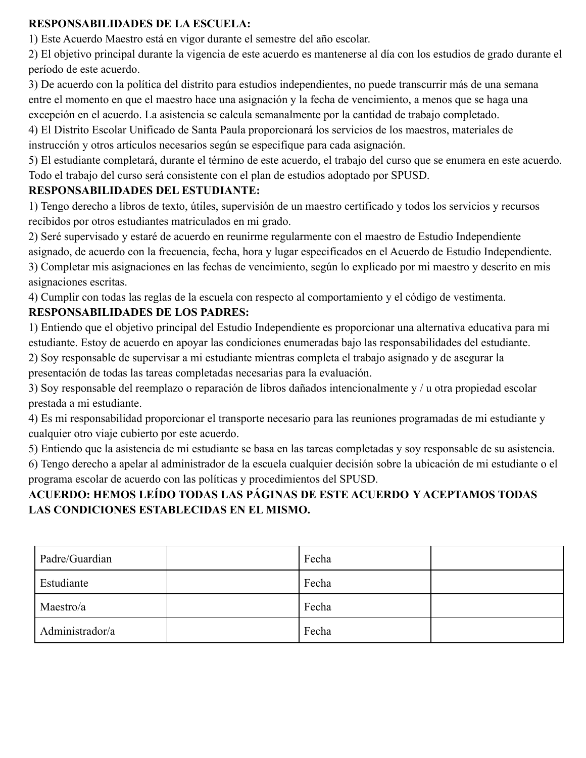**RESPONSABILIDADES DE LA ESCUELA:**

1) Este Acuerdo Maestro está en vigor durante el semestre del año escolar.
2) El objetivo principal durante la vigencia de este acuerdo es mantenerse al día con los estudios de grado durante el período de este acuerdo.
3) De acuerdo con la política del distrito para estudios independientes, no puede transcurrir más de una semana entre el momento en que el maestro hace una asignación y la fecha de vencimiento, a menos que se haga una excepción en el acuerdo. La asistencia se calcula semanalmente por la cantidad de trabajo completado.
4) El Distrito Escolar Unificado de Santa Paula proporcionará los servicios de los maestros, materiales de instrucción y otros artículos necesarios según se especifique para cada asignación.
5) El estudiante completará, durante el término de este acuerdo, el trabajo del curso que se enumera en este acuerdo. Todo el trabajo del curso será consistente con el plan de estudios adoptado por SPUSD.

**RESPONSABILIDADES DEL ESTUDIANTE:**

1) Tengo derecho a libros de texto, útiles, supervisión de un maestro certificado y todos los servicios y recursos recibidos por otros estudiantes matriculados en mi grado.
2) Seré supervisado y estaré de acuerdo en reunirme regularmente con el maestro de Estudio Independiente asignado, de acuerdo con la frecuencia, fecha, hora y lugar especificados en el Acuerdo de Estudio Independiente.
3) Completar mis asignaciones en las fechas de vencimiento, según lo explicado por mi maestro y descrito en mis asignaciones escritas.
4) Cumplir con todas las reglas de la escuela con respecto al comportamiento y el código de vestimenta.

**RESPONSABILIDADES DE LOS PADRES:**

1) Entiendo que el objetivo principal del Estudio Independiente es proporcionar una alternativa educativa para mi estudiante. Estoy de acuerdo en apoyar las condiciones enumeradas bajo las responsabilidades del estudiante.
2) Soy responsable de supervisar a mi estudiante mientras completa el trabajo asignado y de asegurar la presentación de todas las tareas completadas necesarias para la evaluación.
3) Soy responsable del reemplazo o reparación de libros dañados intencionalmente y / u otra propiedad escolar prestada a mi estudiante.
4) Es mi responsabilidad proporcionar el transporte necesario para las reuniones programadas de mi estudiante y cualquier otro viaje cubierto por este acuerdo.
5) Entiendo que la asistencia de mi estudiante se basa en las tareas completadas y soy responsable de su asistencia.
6) Tengo derecho a apelar al administrador de la escuela cualquier decisión sobre la ubicación de mi estudiante o el programa escolar de acuerdo con las políticas y procedimientos del SPUSD.

**ACUERDO: HEMOS LEÍDO TODAS LAS PÁGINAS DE ESTE ACUERDO Y ACEPTAMOS TODAS LAS CONDICIONES ESTABLECIDAS EN EL MISMO.**

| Padre/Guardian | | Fecha | |
|---|---|---|---|
| Estudiante | | Fecha | |
| Maestro/a | | Fecha | |
| Administrador/a | | Fecha | |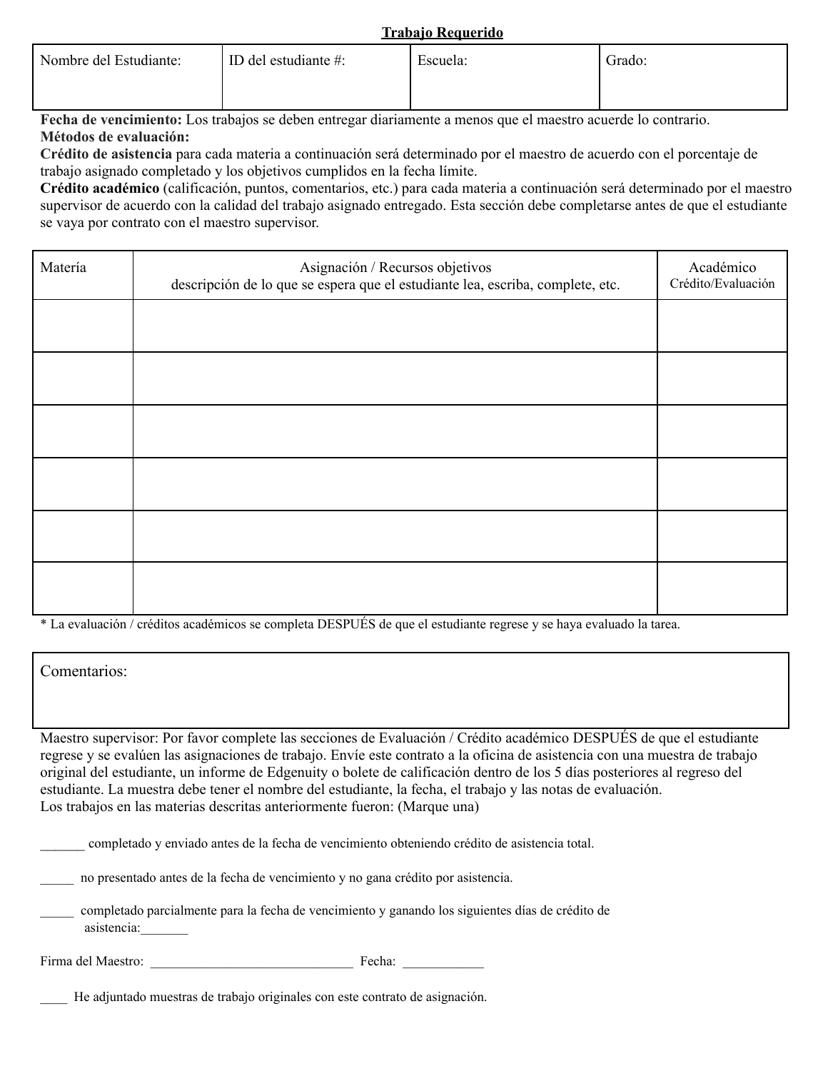# Trabajo Requerido

| Nombre del Estudiante: | ID del estudiante #: | Escuela: | Grado: |
|---|---|---|---|
| | | | |

**Fecha de vencimiento:** Los trabajos se deben entregar diariamente a menos que el maestro acuerde lo contrario.
**Métodos de evaluación:**
**Crédito de asistencia** para cada materia a continuación será determinado por el maestro de acuerdo con el porcentaje de trabajo asignado completado y los objetivos cumplidos en la fecha límite.
**Crédito académico** (calificación, puntos, comentarios, etc.) para cada materia a continuación será determinado por el maestro supervisor de acuerdo con la calidad del trabajo asignado entregado. Esta sección debe completarse antes de que el estudiante se vaya por contrato con el maestro supervisor.

| Materia | Asignación / Recursos objetivos descripción de lo que se espera que el estudiante lea, escriba, complete, etc. | Académico Crédito/Evaluación |
|---|---|---|
| | | |
| | | |
| | | |
| | | |
| | | |
| | | |

* La evaluación / créditos académicos se completa DESPUÉS de que el estudiante regrese y se haya evaluado la tarea.

| Comentarios: |
|---|
| |

Maestro supervisor: Por favor complete las secciones de Evaluación / Crédito académico DESPUÉS de que el estudiante regrese y se evalúen las asignaciones de trabajo. Envíe este contrato a la oficina de asistencia con una muestra de trabajo original del estudiante, un informe de Edgenuity o bolete de calificación dentro de los 5 días posteriores al regreso del estudiante. La muestra debe tener el nombre del estudiante, la fecha, el trabajo y las notas de evaluación.
Los trabajos en las materias descritas anteriormente fueron: (Marque una)

_______ completado y enviado antes de la fecha de vencimiento obteniendo crédito de asistencia total.

_____ no presentado antes de la fecha de vencimiento y no gana crédito por asistencia.

_____ completado parcialmente para la fecha de vencimiento y ganando los siguientes días de crédito de asistencia:_______

Firma del Maestro: ______________________________ Fecha: ____________

____ He adjuntado muestras de trabajo originales con este contrato de asignación.